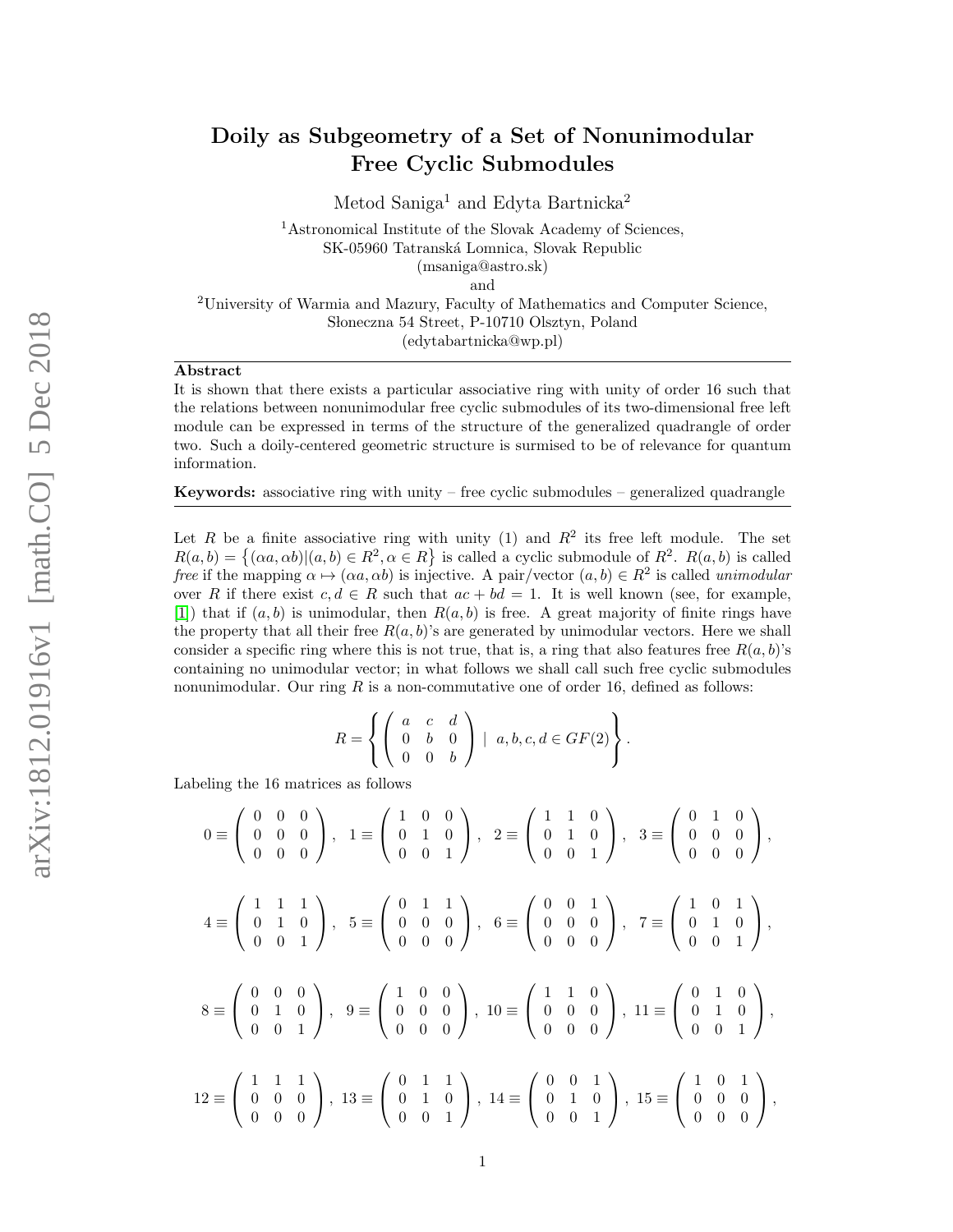# Doily as Subgeometry of a Set of Nonunimodular Free Cyclic Submodules

Metod Saniga[1] and Edyta Bartnicka[2]

[1]Astronomical Institute of the Slovak Academy of Sciences,
SK-05960 Tatranská Lomnica, Slovak Republic
(msaniga@astro.sk)
and
[2]University of Warmia and Mazury, Faculty of Mathematics and Computer Science,
Słoneczna 54 Street, P-10710 Olsztyn, Poland
(edytabartnicka@wp.pl)

**Abstract**

It is shown that there exists a particular associative ring with unity of order 16 such that the relations between nonunimodular free cyclic submodules of its two-dimensional free left module can be expressed in terms of the structure of the generalized quadrangle of order two. Such a doily-centered geometric structure is surmised to be of relevance for quantum information.

**Keywords:** associative ring with unity – free cyclic submodules – generalized quadrangle

Let $R$ be a finite associative ring with unity (1) and $R^2$ its free left module. The set $R(a,b) = \{(\alpha a, \alpha b) | (a,b) \in R^2, \alpha \in R\}$ is called a cyclic submodule of $R^2$. $R(a,b)$ is called *free* if the mapping $\alpha \mapsto (\alpha a, \alpha b)$ is injective. A pair/vector $(a,b) \in R^2$ is called *unimodular* over $R$ if there exist $c, d \in R$ such that $ac + bd = 1$. It is well known (see, for example, [1]) that if $(a,b)$ is unimodular, then $R(a,b)$ is free. A great majority of finite rings have the property that all their free $R(a,b)$'s are generated by unimodular vectors. Here we shall consider a specific ring where this is not true, that is, a ring that also features free $R(a,b)$'s containing no unimodular vector; in what follows we shall call such free cyclic submodules nonunimodular. Our ring $R$ is a non-commutative one of order 16, defined as follows:

$$R = \left\{ \begin{pmatrix} a & c & d \\ 0 & b & 0 \\ 0 & 0 & b \end{pmatrix} \mid a, b, c, d \in GF(2) \right\}.$$

Labeling the 16 matrices as follows

$$0 \equiv \begin{pmatrix} 0 & 0 & 0 \\ 0 & 0 & 0 \\ 0 & 0 & 0 \end{pmatrix},\ 1 \equiv \begin{pmatrix} 1 & 0 & 0 \\ 0 & 1 & 0 \\ 0 & 0 & 1 \end{pmatrix},\ 2 \equiv \begin{pmatrix} 1 & 1 & 0 \\ 0 & 1 & 0 \\ 0 & 0 & 1 \end{pmatrix},\ 3 \equiv \begin{pmatrix} 0 & 1 & 0 \\ 0 & 0 & 0 \\ 0 & 0 & 0 \end{pmatrix},$$

$$4 \equiv \begin{pmatrix} 1 & 1 & 1 \\ 0 & 1 & 0 \\ 0 & 0 & 1 \end{pmatrix},\ 5 \equiv \begin{pmatrix} 0 & 1 & 1 \\ 0 & 0 & 0 \\ 0 & 0 & 0 \end{pmatrix},\ 6 \equiv \begin{pmatrix} 0 & 0 & 1 \\ 0 & 0 & 0 \\ 0 & 0 & 0 \end{pmatrix},\ 7 \equiv \begin{pmatrix} 1 & 0 & 1 \\ 0 & 1 & 0 \\ 0 & 0 & 1 \end{pmatrix},$$

$$8 \equiv \begin{pmatrix} 0 & 0 & 0 \\ 0 & 1 & 0 \\ 0 & 0 & 1 \end{pmatrix},\ 9 \equiv \begin{pmatrix} 1 & 0 & 0 \\ 0 & 0 & 0 \\ 0 & 0 & 0 \end{pmatrix},\ 10 \equiv \begin{pmatrix} 1 & 1 & 0 \\ 0 & 0 & 0 \\ 0 & 0 & 0 \end{pmatrix},\ 11 \equiv \begin{pmatrix} 0 & 1 & 0 \\ 0 & 1 & 0 \\ 0 & 0 & 1 \end{pmatrix},$$

$$12 \equiv \begin{pmatrix} 1 & 1 & 1 \\ 0 & 0 & 0 \\ 0 & 0 & 0 \end{pmatrix},\ 13 \equiv \begin{pmatrix} 0 & 1 & 1 \\ 0 & 1 & 0 \\ 0 & 0 & 1 \end{pmatrix},\ 14 \equiv \begin{pmatrix} 0 & 0 & 1 \\ 0 & 1 & 0 \\ 0 & 0 & 1 \end{pmatrix},\ 15 \equiv \begin{pmatrix} 1 & 0 & 1 \\ 0 & 0 & 0 \\ 0 & 0 & 0 \end{pmatrix},$$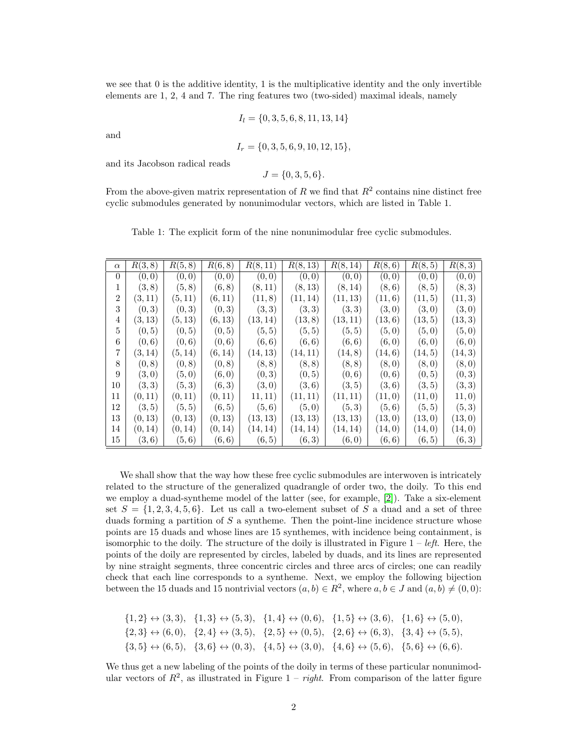we see that 0 is the additive identity, 1 is the multiplicative identity and the only invertible elements are 1, 2, 4 and 7. The ring features two (two-sided) maximal ideals, namely

$$I_l = \{0, 3, 5, 6, 8, 11, 13, 14\}$$

and

$$I_r = \{0, 3, 5, 6, 9, 10, 12, 15\},$$

and its Jacobson radical reads

$$J = \{0, 3, 5, 6\}.$$

From the above-given matrix representation of $R$ we find that $R^2$ contains nine distinct free cyclic submodules generated by nonunimodular vectors, which are listed in Table 1.

Table 1: The explicit form of the nine nonunimodular free cyclic submodules.

| $\alpha$ | $R(3,8)$ | $R(5,8)$ | $R(6,8)$ | $R(8,11)$ | $R(8,13)$ | $R(8,14)$ | $R(8,6)$ | $R(8,5)$ | $R(8,3)$ |
|---|---|---|---|---|---|---|---|---|---|
| 0 | $(0,0)$ | $(0,0)$ | $(0,0)$ | $(0,0)$ | $(0,0)$ | $(0,0)$ | $(0,0)$ | $(0,0)$ | $(0,0)$ |
| 1 | $(3,8)$ | $(5,8)$ | $(6,8)$ | $(8,11)$ | $(8,13)$ | $(8,14)$ | $(8,6)$ | $(8,5)$ | $(8,3)$ |
| 2 | $(3,11)$ | $(5,11)$ | $(6,11)$ | $(11,8)$ | $(11,14)$ | $(11,13)$ | $(11,6)$ | $(11,5)$ | $(11,3)$ |
| 3 | $(0,3)$ | $(0,3)$ | $(0,3)$ | $(3,3)$ | $(3,3)$ | $(3,3)$ | $(3,0)$ | $(3,0)$ | $(3,0)$ |
| 4 | $(3,13)$ | $(5,13)$ | $(6,13)$ | $(13,14)$ | $(13,8)$ | $(13,11)$ | $(13,6)$ | $(13,5)$ | $(13,3)$ |
| 5 | $(0,5)$ | $(0,5)$ | $(0,5)$ | $(5,5)$ | $(5,5)$ | $(5,5)$ | $(5,0)$ | $(5,0)$ | $(5,0)$ |
| 6 | $(0,6)$ | $(0,6)$ | $(0,6)$ | $(6,6)$ | $(6,6)$ | $(6,6)$ | $(6,0)$ | $(6,0)$ | $(6,0)$ |
| 7 | $(3,14)$ | $(5,14)$ | $(6,14)$ | $(14,13)$ | $(14,11)$ | $(14,8)$ | $(14,6)$ | $(14,5)$ | $(14,3)$ |
| 8 | $(0,8)$ | $(0,8)$ | $(0,8)$ | $(8,8)$ | $(8,8)$ | $(8,8)$ | $(8,0)$ | $(8,0)$ | $(8,0)$ |
| 9 | $(3,0)$ | $(5,0)$ | $(6,0)$ | $(0,3)$ | $(0,5)$ | $(0,6)$ | $(0,6)$ | $(0,5)$ | $(0,3)$ |
| 10 | $(3,3)$ | $(5,3)$ | $(6,3)$ | $(3,0)$ | $(3,6)$ | $(3,5)$ | $(3,6)$ | $(3,5)$ | $(3,3)$ |
| 11 | $(0,11)$ | $(0,11)$ | $(0,11)$ | $11,11)$ | $(11,11)$ | $(11,11)$ | $(11,0)$ | $(11,0)$ | $11,0)$ |
| 12 | $(3,5)$ | $(5,5)$ | $(6,5)$ | $(5,6)$ | $(5,0)$ | $(5,3)$ | $(5,6)$ | $(5,5)$ | $(5,3)$ |
| 13 | $(0,13)$ | $(0,13)$ | $(0,13)$ | $(13,13)$ | $(13,13)$ | $(13,13)$ | $(13,0)$ | $(13,0)$ | $(13,0)$ |
| 14 | $(0,14)$ | $(0,14)$ | $(0,14)$ | $(14,14)$ | $(14,14)$ | $(14,14)$ | $(14,0)$ | $(14,0)$ | $(14,0)$ |
| 15 | $(3,6)$ | $(5,6)$ | $(6,6)$ | $(6,5)$ | $(6,3)$ | $(6,0)$ | $(6,6)$ | $(6,5)$ | $(6,3)$ |

We shall show that the way how these free cyclic submodules are interwoven is intricately related to the structure of the generalized quadrangle of order two, the doily. To this end we employ a duad-syntheme model of the latter (see, for example, [2]). Take a six-element set $S = \{1, 2, 3, 4, 5, 6\}$. Let us call a two-element subset of $S$ a duad and a set of three duads forming a partition of $S$ a syntheme. Then the point-line incidence structure whose points are 15 duads and whose lines are 15 synthemes, with incidence being containment, is isomorphic to the doily. The structure of the doily is illustrated in Figure 1 – *left*. Here, the points of the doily are represented by circles, labeled by duads, and its lines are represented by nine straight segments, three concentric circles and three arcs of circles; one can readily check that each line corresponds to a syntheme. Next, we employ the following bijection between the 15 duads and 15 nontrivial vectors $(a, b) \in R^2$, where $a, b \in J$ and $(a, b) \neq (0, 0)$:

$$\{1,2\} \leftrightarrow (3,3), \quad \{1,3\} \leftrightarrow (5,3), \quad \{1,4\} \leftrightarrow (0,6), \quad \{1,5\} \leftrightarrow (3,6), \quad \{1,6\} \leftrightarrow (5,0),$$
$$\{2,3\} \leftrightarrow (6,0), \quad \{2,4\} \leftrightarrow (3,5), \quad \{2,5\} \leftrightarrow (0,5), \quad \{2,6\} \leftrightarrow (6,3), \quad \{3,4\} \leftrightarrow (5,5),$$
$$\{3,5\} \leftrightarrow (6,5), \quad \{3,6\} \leftrightarrow (0,3), \quad \{4,5\} \leftrightarrow (3,0), \quad \{4,6\} \leftrightarrow (5,6), \quad \{5,6\} \leftrightarrow (6,6).$$

We thus get a new labeling of the points of the doily in terms of these particular nonunimodular vectors of $R^2$, as illustrated in Figure 1 – *right*. From comparison of the latter figure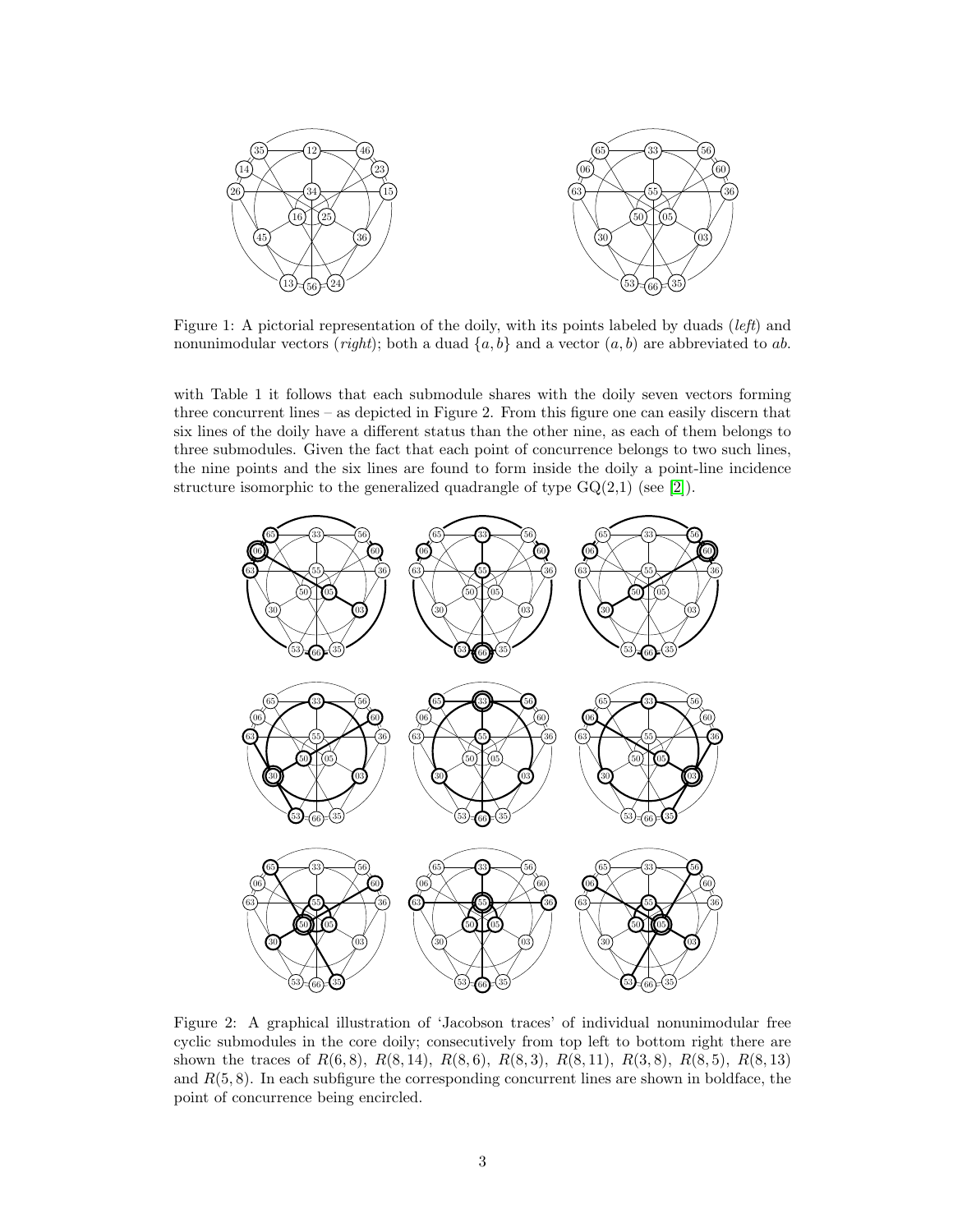Figure 1: A pictorial representation of the doily, with its points labeled by duads (*left*) and nonunimodular vectors (*right*); both a duad $\{a, b\}$ and a vector $(a, b)$ are abbreviated to $ab$.

with Table 1 it follows that each submodule shares with the doily seven vectors forming three concurrent lines – as depicted in Figure 2. From this figure one can easily discern that six lines of the doily have a different status than the other nine, as each of them belongs to three submodules. Given the fact that each point of concurrence belongs to two such lines, the nine points and the six lines are found to form inside the doily a point-line incidence structure isomorphic to the generalized quadrangle of type GQ(2,1) (see [2]).

Figure 2: A graphical illustration of 'Jacobson traces' of individual nonunimodular free cyclic submodules in the core doily; consecutively from top left to bottom right there are shown the traces of $R(6, 8)$, $R(8, 14)$, $R(8, 6)$, $R(8, 3)$, $R(8, 11)$, $R(3, 8)$, $R(8, 5)$, $R(8, 13)$ and $R(5, 8)$. In each subfigure the corresponding concurrent lines are shown in boldface, the point of concurrence being encircled.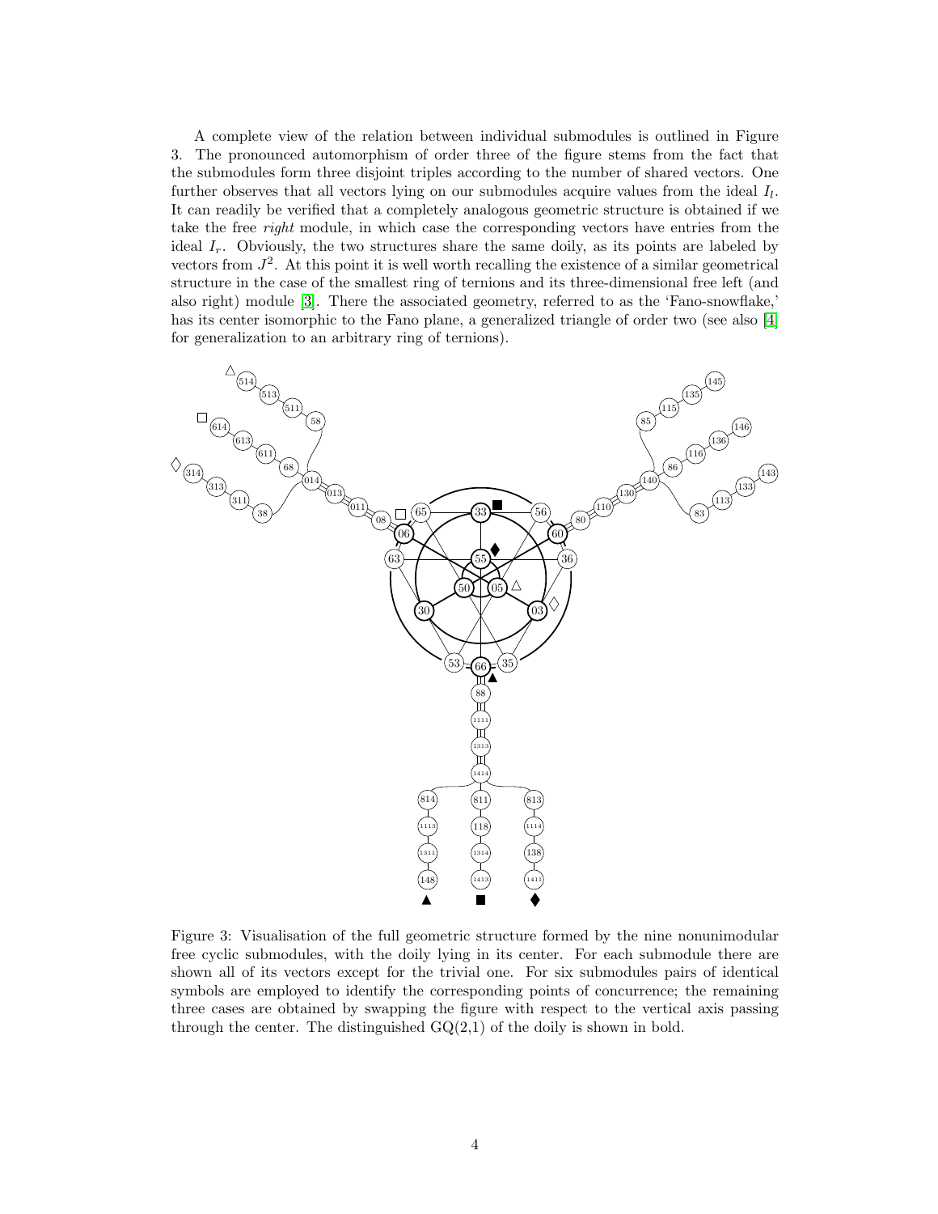A complete view of the relation between individual submodules is outlined in Figure 3. The pronounced automorphism of order three of the figure stems from the fact that the submodules form three disjoint triples according to the number of shared vectors. One further observes that all vectors lying on our submodules acquire values from the ideal $I_l$. It can readily be verified that a completely analogous geometric structure is obtained if we take the free *right* module, in which case the corresponding vectors have entries from the ideal $I_r$. Obviously, the two structures share the same doily, as its points are labeled by vectors from $J^2$. At this point it is well worth recalling the existence of a similar geometrical structure in the case of the smallest ring of ternions and its three-dimensional free left (and also right) module [3]. There the associated geometry, referred to as the 'Fano-snowflake,' has its center isomorphic to the Fano plane, a generalized triangle of order two (see also [4] for generalization to an arbitrary ring of ternions).

Figure 3: Visualisation of the full geometric structure formed by the nine nonunimodular free cyclic submodules, with the doily lying in its center. For each submodule there are shown all of its vectors except for the trivial one. For six submodules pairs of identical symbols are employed to identify the corresponding points of concurrence; the remaining three cases are obtained by swapping the figure with respect to the vertical axis passing through the center. The distinguished GQ(2,1) of the doily is shown in bold.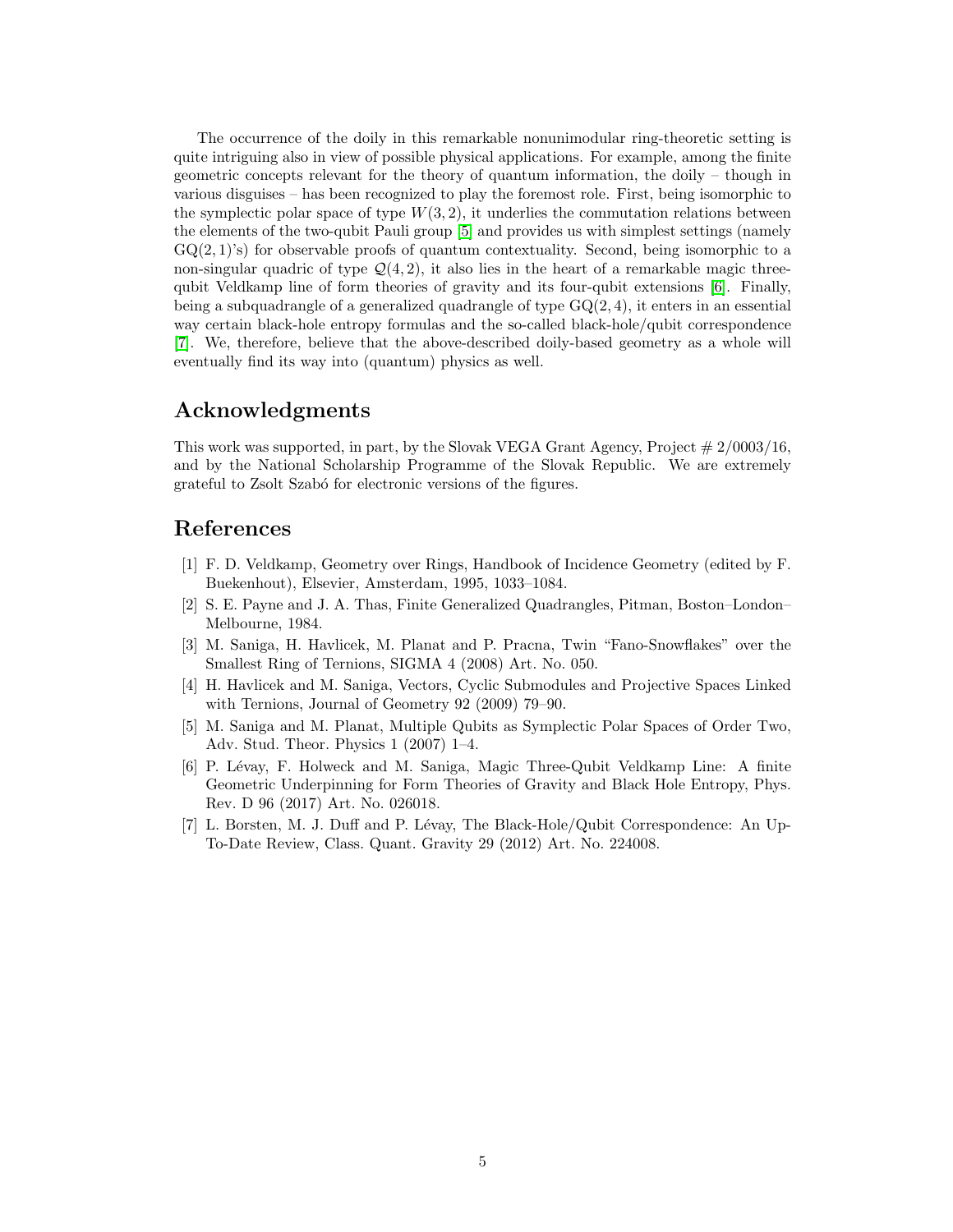The occurrence of the doily in this remarkable nonunimodular ring-theoretic setting is quite intriguing also in view of possible physical applications. For example, among the finite geometric concepts relevant for the theory of quantum information, the doily – though in various disguises – has been recognized to play the foremost role. First, being isomorphic to the symplectic polar space of type $W(3,2)$, it underlies the commutation relations between the elements of the two-qubit Pauli group [5] and provides us with simplest settings (namely $\mathrm{GQ}(2,1)$'s) for observable proofs of quantum contextuality. Second, being isomorphic to a non-singular quadric of type $\mathcal{Q}(4,2)$, it also lies in the heart of a remarkable magic three-qubit Veldkamp line of form theories of gravity and its four-qubit extensions [6]. Finally, being a subquadrangle of a generalized quadrangle of type $\mathrm{GQ}(2,4)$, it enters in an essential way certain black-hole entropy formulas and the so-called black-hole/qubit correspondence [7]. We, therefore, believe that the above-described doily-based geometry as a whole will eventually find its way into (quantum) physics as well.

## Acknowledgments

This work was supported, in part, by the Slovak VEGA Grant Agency, Project # 2/0003/16, and by the National Scholarship Programme of the Slovak Republic. We are extremely grateful to Zsolt Szabó for electronic versions of the figures.

## References

[1] F. D. Veldkamp, Geometry over Rings, Handbook of Incidence Geometry (edited by F. Buekenhout), Elsevier, Amsterdam, 1995, 1033–1084.

[2] S. E. Payne and J. A. Thas, Finite Generalized Quadrangles, Pitman, Boston–London–Melbourne, 1984.

[3] M. Saniga, H. Havlicek, M. Planat and P. Pracna, Twin "Fano-Snowflakes" over the Smallest Ring of Ternions, SIGMA 4 (2008) Art. No. 050.

[4] H. Havlicek and M. Saniga, Vectors, Cyclic Submodules and Projective Spaces Linked with Ternions, Journal of Geometry 92 (2009) 79–90.

[5] M. Saniga and M. Planat, Multiple Qubits as Symplectic Polar Spaces of Order Two, Adv. Stud. Theor. Physics 1 (2007) 1–4.

[6] P. Lévay, F. Holweck and M. Saniga, Magic Three-Qubit Veldkamp Line: A finite Geometric Underpinning for Form Theories of Gravity and Black Hole Entropy, Phys. Rev. D 96 (2017) Art. No. 026018.

[7] L. Borsten, M. J. Duff and P. Lévay, The Black-Hole/Qubit Correspondence: An Up-To-Date Review, Class. Quant. Gravity 29 (2012) Art. No. 224008.